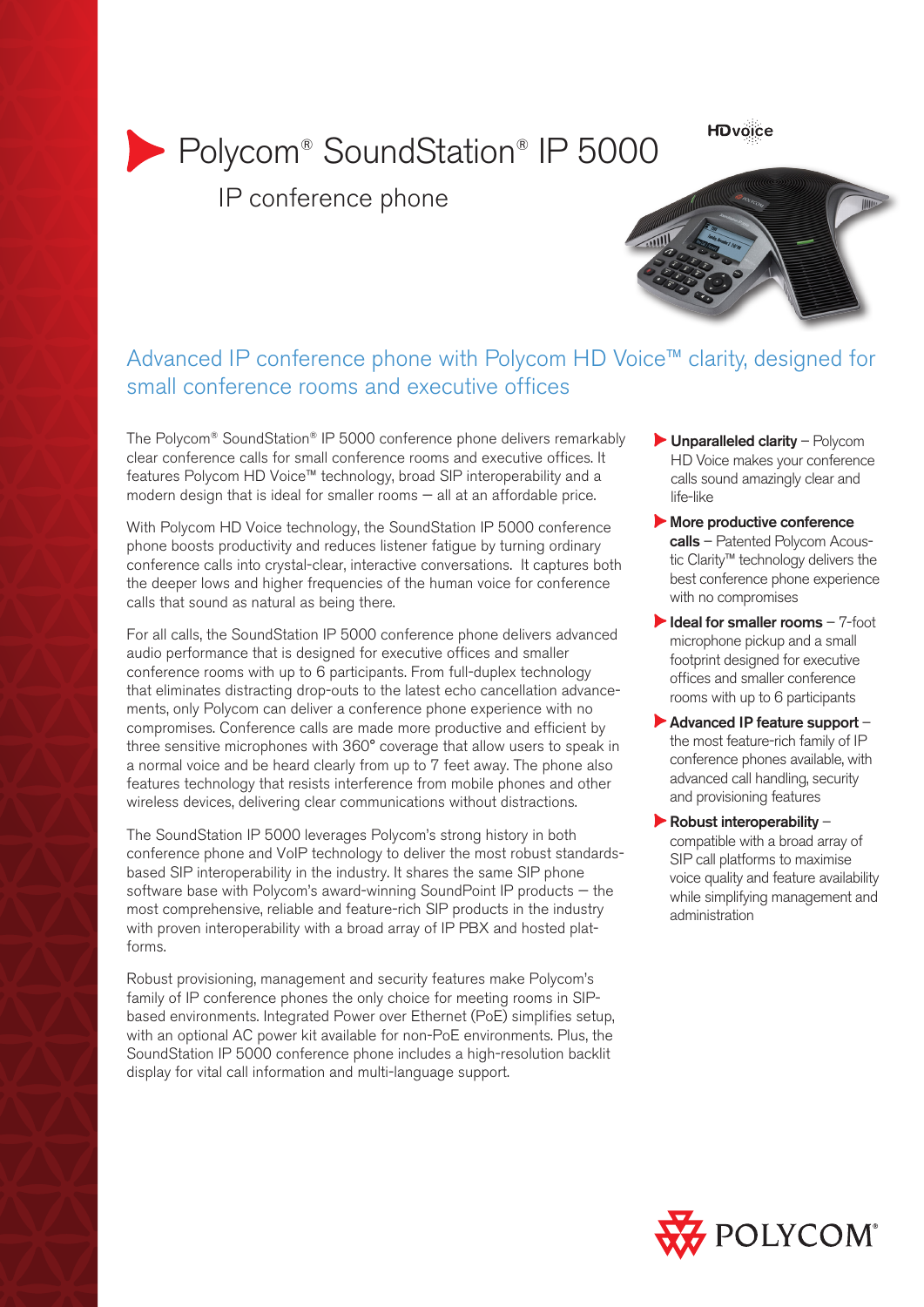# Polycom® SoundStation® IP 5000

## IP conference phone

HDvoice

### Advanced IP conference phone with Polycom HD Voice™ clarity, designed for small conference rooms and executive offices

The Polycom® SoundStation® IP 5000 conference phone delivers remarkably clear conference calls for small conference rooms and executive offices. It features Polycom HD Voice™ technology, broad SIP interoperability and a modern design that is ideal for smaller rooms — all at an affordable price.

With Polycom HD Voice technology, the SoundStation IP 5000 conference phone boosts productivity and reduces listener fatigue by turning ordinary conference calls into crystal-clear, interactive conversations. It captures both the deeper lows and higher frequencies of the human voice for conference calls that sound as natural as being there.

For all calls, the SoundStation IP 5000 conference phone delivers advanced audio performance that is designed for executive offices and smaller conference rooms with up to 6 participants. From full-duplex technology that eliminates distracting drop-outs to the latest echo cancellation advancements, only Polycom can deliver a conference phone experience with no compromises. Conference calls are made more productive and efficient by three sensitive microphones with 360° coverage that allow users to speak in a normal voice and be heard clearly from up to 7 feet away. The phone also features technology that resists interference from mobile phones and other wireless devices, delivering clear communications without distractions.

The SoundStation IP 5000 leverages Polycom's strong history in both conference phone and VoIP technology to deliver the most robust standards-based SIP interoperability in the industry. It shares the same SIP phone software base with Polycom's award-winning SoundPoint IP products — the most comprehensive, reliable and feature-rich SIP products in the industry with proven interoperability with a broad array of IP PBX and hosted platforms.

Robust provisioning, management and security features make Polycom's family of IP conference phones the only choice for meeting rooms in SIP-based environments. Integrated Power over Ethernet (PoE) simplifies setup, with an optional AC power kit available for non-PoE environments. Plus, the SoundStation IP 5000 conference phone includes a high-resolution backlit display for vital call information and multi-language support.

- **Unparalleled clarity** – Polycom HD Voice makes your conference calls sound amazingly clear and life-like
- **More productive conference calls** – Patented Polycom Acoustic Clarity™ technology delivers the best conference phone experience with no compromises
- **Ideal for smaller rooms** – 7-foot microphone pickup and a small footprint designed for executive offices and smaller conference rooms with up to 6 participants
- **Advanced IP feature support** – the most feature-rich family of IP conference phones available, with advanced call handling, security and provisioning features
- **Robust interoperability** – compatible with a broad array of SIP call platforms to maximise voice quality and feature availability while simplifying management and administration

POLYCOM®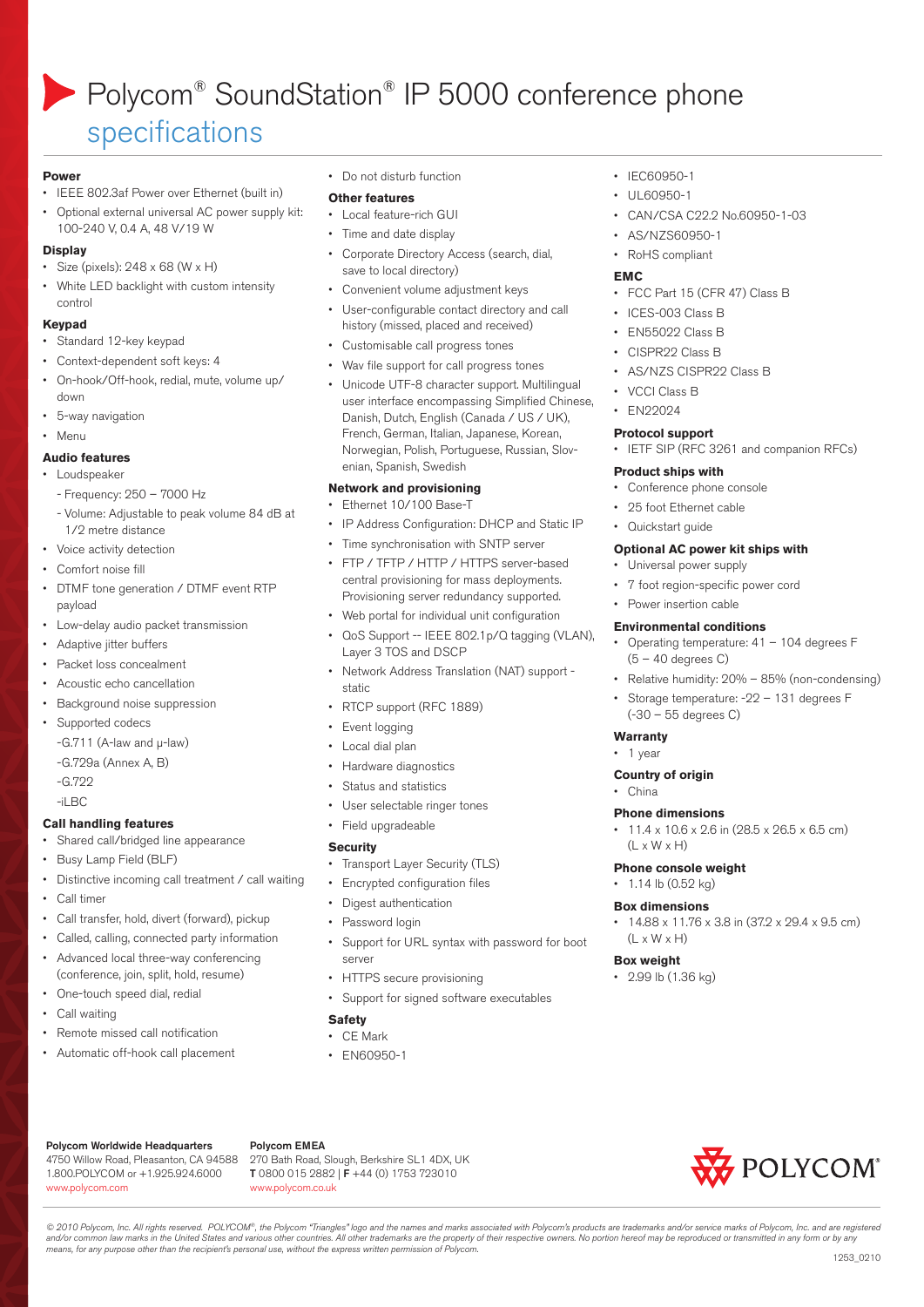# Polycom® SoundStation® IP 5000 conference phone specifications

### Power
- IEEE 802.3af Power over Ethernet (built in)
- Optional external universal AC power supply kit: 100-240 V, 0.4 A, 48 V/19 W

### Display
- Size (pixels): 248 x 68 (W x H)
- White LED backlight with custom intensity control

### Keypad
- Standard 12-key keypad
- Context-dependent soft keys: 4
- On-hook/Off-hook, redial, mute, volume up/down
- 5-way navigation
- Menu

### Audio features
- Loudspeaker
  - Frequency: 250 – 7000 Hz
  - Volume: Adjustable to peak volume 84 dB at 1/2 metre distance
- Voice activity detection
- Comfort noise fill
- DTMF tone generation / DTMF event RTP payload
- Low-delay audio packet transmission
- Adaptive jitter buffers
- Packet loss concealment
- Acoustic echo cancellation
- Background noise suppression
- Supported codecs
  - G.711 (A-law and μ-law)
  - G.729a (Annex A, B)
  - G.722
  - iLBC

### Call handling features
- Shared call/bridged line appearance
- Busy Lamp Field (BLF)
- Distinctive incoming call treatment / call waiting
- Call timer
- Call transfer, hold, divert (forward), pickup
- Called, calling, connected party information
- Advanced local three-way conferencing (conference, join, split, hold, resume)
- One-touch speed dial, redial
- Call waiting
- Remote missed call notification
- Automatic off-hook call placement
- Do not disturb function

### Other features
- Local feature-rich GUI
- Time and date display
- Corporate Directory Access (search, dial, save to local directory)
- Convenient volume adjustment keys
- User-configurable contact directory and call history (missed, placed and received)
- Customisable call progress tones
- Wav file support for call progress tones
- Unicode UTF-8 character support. Multilingual user interface encompassing Simplified Chinese, Danish, Dutch, English (Canada / US / UK), French, German, Italian, Japanese, Korean, Norwegian, Polish, Portuguese, Russian, Slovenian, Spanish, Swedish

### Network and provisioning
- Ethernet 10/100 Base-T
- IP Address Configuration: DHCP and Static IP
- Time synchronisation with SNTP server
- FTP / TFTP / HTTP / HTTPS server-based central provisioning for mass deployments. Provisioning server redundancy supported.
- Web portal for individual unit configuration
- QoS Support -- IEEE 802.1p/Q tagging (VLAN), Layer 3 TOS and DSCP
- Network Address Translation (NAT) support - static
- RTCP support (RFC 1889)
- Event logging
- Local dial plan
- Hardware diagnostics
- Status and statistics
- User selectable ringer tones
- Field upgradeable

### Security
- Transport Layer Security (TLS)
- Encrypted configuration files
- Digest authentication
- Password login
- Support for URL syntax with password for boot server
- HTTPS secure provisioning
- Support for signed software executables

### Safety
- CE Mark
- EN60950-1
- IEC60950-1
- UL60950-1
- CAN/CSA C22.2 No.60950-1-03
- AS/NZS60950-1
- RoHS compliant

### EMC
- FCC Part 15 (CFR 47) Class B
- ICES-003 Class B
- EN55022 Class B
- CISPR22 Class B
- AS/NZS CISPR22 Class B
- VCCI Class B
- EN22024

### Protocol support
- IETF SIP (RFC 3261 and companion RFCs)

### Product ships with
- Conference phone console
- 25 foot Ethernet cable
- Quickstart guide

### Optional AC power kit ships with
- Universal power supply
- 7 foot region-specific power cord
- Power insertion cable

### Environmental conditions
- Operating temperature: 41 – 104 degrees F (5 – 40 degrees C)
- Relative humidity: 20% – 85% (non-condensing)
- Storage temperature: -22 – 131 degrees F (-30 – 55 degrees C)

### Warranty
- 1 year

### Country of origin
- China

### Phone dimensions
- 11.4 x 10.6 x 2.6 in (28.5 x 26.5 x 6.5 cm) (L x W x H)

### Phone console weight
- 1.14 lb (0.52 kg)

### Box dimensions
- 14.88 x 11.76 x 3.8 in (37.2 x 29.4 x 9.5 cm) (L x W x H)

### Box weight
- 2.99 lb (1.36 kg)

**Polycom Worldwide Headquarters**
4750 Willow Road, Pleasanton, CA 94588
1.800.POLYCOM or +1.925.924.6000
www.polycom.com

**Polycom EMEA**
270 Bath Road, Slough, Berkshire SL1 4DX, UK
**T** 0800 015 2882 | **F** +44 (0) 1753 723010
www.polycom.co.uk

POLYCOM®

*© 2010 Polycom, Inc. All rights reserved. POLYCOM®, the Polycom "Triangles" logo and the names and marks associated with Polycom's products are trademarks and/or service marks of Polycom, Inc. and are registered and/or common law marks in the United States and various other countries. All other trademarks are the property of their respective owners. No portion hereof may be reproduced or transmitted in any form or by any means, for any purpose other than the recipient's personal use, without the express written permission of Polycom.*

1253_0210